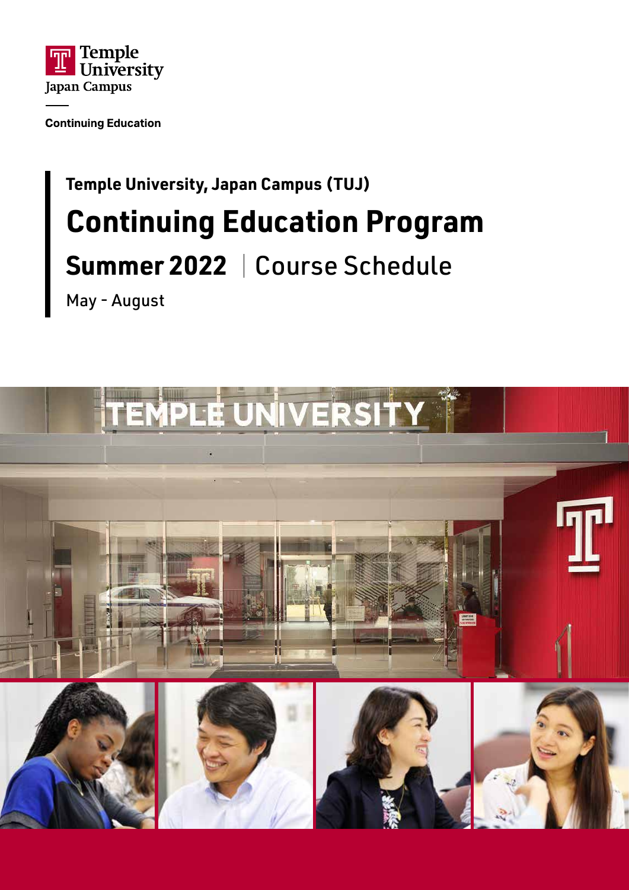Temple University
Japan Campus

Continuing Education

# Temple University, Japan Campus (TUJ)

# Continuing Education Program

## Summer 2022 | Course Schedule

May - August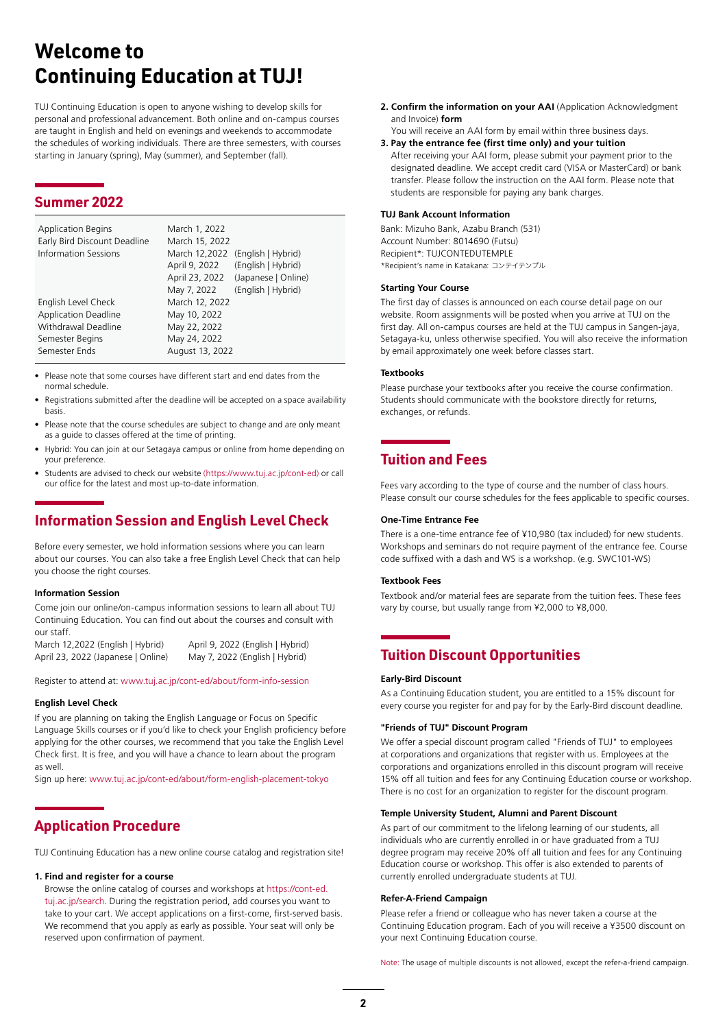# Welcome to Continuing Education at TUJ!

TUJ Continuing Education is open to anyone wishing to develop skills for personal and professional advancement. Both online and on-campus courses are taught in English and held on evenings and weekends to accommodate the schedules of working individuals. There are three semesters, with courses starting in January (spring), May (summer), and September (fall).

## Summer 2022

| | | |
|---|---|---|
| Application Begins | March 1, 2022 | |
| Early Bird Discount Deadline | March 15, 2022 | |
| Information Sessions | March 12,2022 | (English \| Hybrid) |
| | April 9, 2022 | (English \| Hybrid) |
| | April 23, 2022 | (Japanese \| Online) |
| | May 7, 2022 | (English \| Hybrid) |
| English Level Check | March 12, 2022 | |
| Application Deadline | May 10, 2022 | |
| Withdrawal Deadline | May 22, 2022 | |
| Semester Begins | May 24, 2022 | |
| Semester Ends | August 13, 2022 | |

- Please note that some courses have different start and end dates from the normal schedule.
- Registrations submitted after the deadline will be accepted on a space availability basis.
- Please note that the course schedules are subject to change and are only meant as a guide to classes offered at the time of printing.
- Hybrid: You can join at our Setagaya campus or online from home depending on your preference.
- Students are advised to check our website (https://www.tuj.ac.jp/cont-ed) or call our office for the latest and most up-to-date information.

## Information Session and English Level Check

Before every semester, we hold information sessions where you can learn about our courses. You can also take a free English Level Check that can help you choose the right courses.

### Information Session

Come join our online/on-campus information sessions to learn all about TUJ Continuing Education. You can find out about the courses and consult with our staff.

March 12,2022 (English | Hybrid)
April 9, 2022 (English | Hybrid)
April 23, 2022 (Japanese | Online)
May 7, 2022 (English | Hybrid)

Register to attend at: www.tuj.ac.jp/cont-ed/about/form-info-session

### English Level Check

If you are planning on taking the English Language or Focus on Specific Language Skills courses or if you'd like to check your English proficiency before applying for the other courses, we recommend that you take the English Level Check first. It is free, and you will have a chance to learn about the program as well.

Sign up here: www.tuj.ac.jp/cont-ed/about/form-english-placement-tokyo

## Application Procedure

TUJ Continuing Education has a new online course catalog and registration site!

1. **Find and register for a course**
   Browse the online catalog of courses and workshops at https://cont-ed.tuj.ac.jp/search. During the registration period, add courses you want to take to your cart. We accept applications on a first-come, first-served basis. We recommend that you apply as early as possible. Your seat will only be reserved upon confirmation of payment.
2. **Confirm the information on your AAI** (Application Acknowledgment and Invoice) **form**
   You will receive an AAI form by email within three business days.
3. **Pay the entrance fee (first time only) and your tuition**
   After receiving your AAI form, please submit your payment prior to the designated deadline. We accept credit card (VISA or MasterCard) or bank transfer. Please follow the instruction on the AAI form. Please note that students are responsible for paying any bank charges.

### TUJ Bank Account Information

Bank: Mizuho Bank, Azabu Branch (531)
Account Number: 8014690 (Futsu)
Recipient*: TUJCONTEDUTEMPLE
*Recipient's name in Katakana: コンテイテンプル

### Starting Your Course

The first day of classes is announced on each course detail page on our website. Room assignments will be posted when you arrive at TUJ on the first day. All on-campus courses are held at the TUJ campus in Sangen-jaya, Setagaya-ku, unless otherwise specified. You will also receive the information by email approximately one week before classes start.

### Textbooks

Please purchase your textbooks after you receive the course confirmation. Students should communicate with the bookstore directly for returns, exchanges, or refunds.

## Tuition and Fees

Fees vary according to the type of course and the number of class hours. Please consult our course schedules for the fees applicable to specific courses.

### One-Time Entrance Fee

There is a one-time entrance fee of ¥10,980 (tax included) for new students. Workshops and seminars do not require payment of the entrance fee. Course code suffixed with a dash and WS is a workshop. (e.g. SWC101-WS)

### Textbook Fees

Textbook and/or material fees are separate from the tuition fees. These fees vary by course, but usually range from ¥2,000 to ¥8,000.

## Tuition Discount Opportunities

### Early-Bird Discount

As a Continuing Education student, you are entitled to a 15% discount for every course you register for and pay for by the Early-Bird discount deadline.

### "Friends of TUJ" Discount Program

We offer a special discount program called "Friends of TUJ" to employees at corporations and organizations that register with us. Employees at the corporations and organizations enrolled in this discount program will receive 15% off all tuition and fees for any Continuing Education course or workshop. There is no cost for an organization to register for the discount program.

### Temple University Student, Alumni and Parent Discount

As part of our commitment to the lifelong learning of our students, all individuals who are currently enrolled in or have graduated from a TUJ degree program may receive 20% off all tuition and fees for any Continuing Education course or workshop. This offer is also extended to parents of currently enrolled undergraduate students at TUJ.

### Refer-A-Friend Campaign

Please refer a friend or colleague who has never taken a course at the Continuing Education program. Each of you will receive a ¥3500 discount on your next Continuing Education course.

Note: The usage of multiple discounts is not allowed, except the refer-a-friend campaign.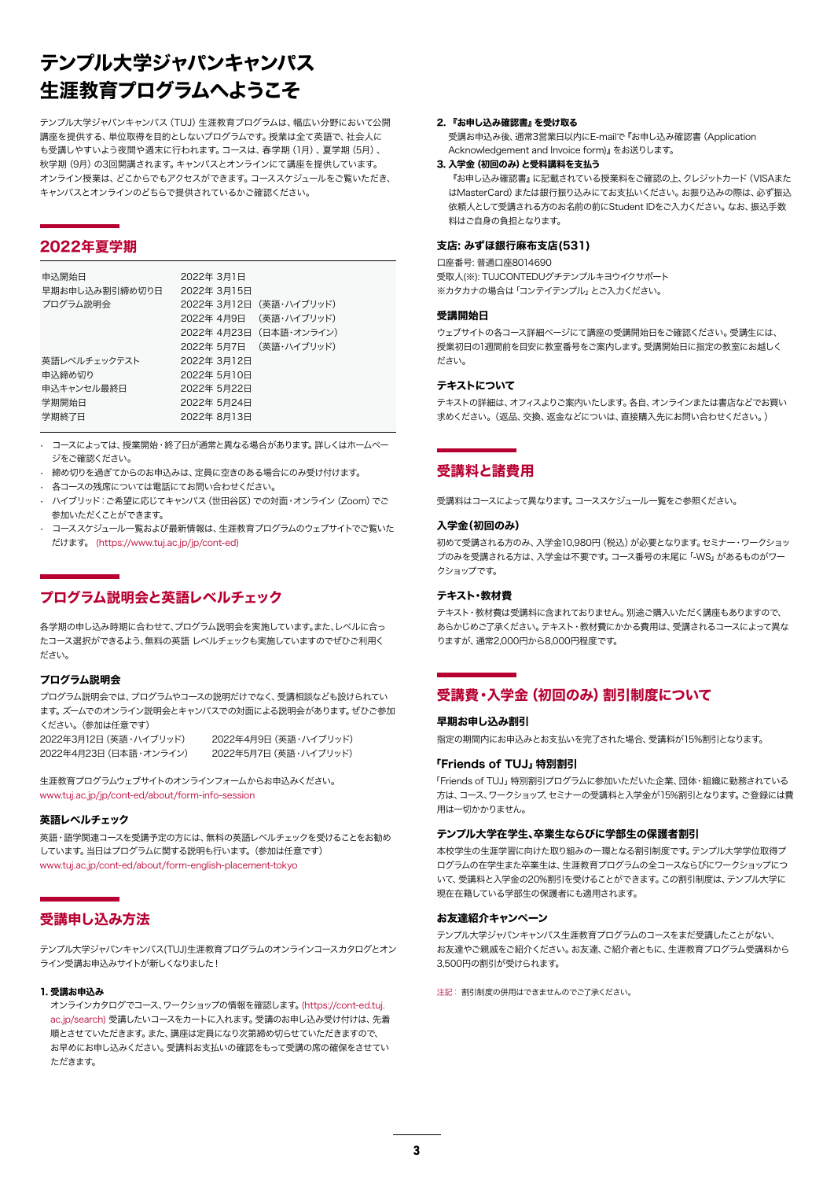# テンプル大学ジャパンキャンパス 生涯教育プログラムへようこそ

テンプル大学ジャパンキャンパス（TUJ）生涯教育プログラムは、幅広い分野において公開講座を提供する、単位取得を目的としないプログラムです。授業は全て英語で、社会人にも受講しやすいよう夜間や週末に行われます。コースは、春学期（1月）、夏学期（5月）、秋学期（9月）の3回開講されます。キャンパスとオンラインにて講座を提供しています。オンライン授業は、どこからでもアクセスができます。コーススケジュールをご覧いただき、キャンパスとオンラインのどちらで提供されているかご確認ください。

## 2022年夏学期

| | |
|---|---|
| 申込開始日 | 2022年 3月1日 |
| 早期お申し込み割引締め切り日 | 2022年 3月15日 |
| プログラム説明会 | 2022年 3月12日（英語・ハイブリッド）<br>2022年 4月9日（英語・ハイブリッド）<br>2022年 4月23日（日本語・オンライン）<br>2022年 5月7日（英語・ハイブリッド） |
| 英語レベルチェックテスト | 2022年 3月12日 |
| 申込締め切り | 2022年 5月10日 |
| 申込キャンセル最終日 | 2022年 5月22日 |
| 学期開始日 | 2022年 5月24日 |
| 学期終了日 | 2022年 8月13日 |

- コースによっては、授業開始・終了日が通常と異なる場合があります。詳しくはホームページをご確認ください。
- 締め切りを過ぎてからのお申込みは、定員に空きのある場合にのみ受け付けます。
- 各コースの残席については電話にてお問い合わせください。
- ハイブリッド：ご希望に応じてキャンパス（世田谷区）での対面・オンライン（Zoom）でご参加いただくことができます。
- コーススケジュール一覧および最新情報は、生涯教育プログラムのウェブサイトでご覧いただけます。（https://www.tuj.ac.jp/jp/cont-ed）

## プログラム説明会と英語レベルチェック

各学期の申し込み時期に合わせて、プログラム説明会を実施しています。また、レベルに合ったコース選択ができるよう、無料の英語 レベルチェックも実施していますのでぜひご利用ください。

### プログラム説明会

プログラム説明会では、プログラムやコースの説明だけでなく、受講相談なども設けられています。ズームでのオンライン説明会とキャンパスでの対面による説明会があります。ぜひご参加ください。（参加は任意です）

2022年3月12日（英語・ハイブリッド）
2022年4月9日（英語・ハイブリッド）
2022年4月23日（日本語・オンライン）
2022年5月7日（英語・ハイブリッド）

生涯教育プログラムウェブサイトのオンラインフォームからお申込みください。
www.tuj.ac.jp/jp/cont-ed/about/form-info-session

### 英語レベルチェック

英語・語学関連コースを受講予定の方には、無料の英語レベルチェックを受けることをお勧めしています。当日はプログラムに関する説明も行います。（参加は任意です）
www.tuj.ac.jp/cont-ed/about/form-english-placement-tokyo

## 受講申し込み方法

テンプル大学ジャパンキャンパス(TUJ)生涯教育プログラムのオンラインコースカタログとオンライン受講お申込みサイトが新しくなりました！

**1. 受講お申込み**

オンラインカタログでコース、ワークショップの情報を確認します。(https://cont-ed.tuj.ac.jp/search) 受講したいコースをカートに入れます。受講のお申し込み受け付けは、先着順とさせていただきます。また、講座は定員になり次第締め切らせていただきますので、お早めにお申し込みください。受講料お支払いの確認をもって受講の席の確保をさせていただきます。

**2. 『お申し込み確認書』を受け取る**

受講お申込み後、通常3営業日以内にE-mailで『お申し込み確認書（Application Acknowledgement and Invoice form)』をお送りします。

**3. 入学金（初回のみ）と受講料を支払う**

『お申し込み確認書』に記載されている授業料をご確認の上、クレジットカード（VISAまたはMasterCard）または銀行振り込みにてお支払いください。お振り込みの際は、必ず振込依頼人として受講される方のお名前の前にStudent IDをご入力ください。なお、振込手数料はご自身の負担となります。

### 支店: みずほ銀行麻布支店(531)

口座番号: 普通口座8014690
受取人(※): TUJCONTEDUグチテンプルキヨウイクサポート
※カタカナの場合は「コンテイテンプル」とご入力ください。

### 受講開始日

ウェブサイトの各コース詳細ページにて講座の受講開始日をご確認ください。受講生には、授業初日の1週間前を目安に教室番号をご案内します。受講開始日に指定の教室にお越しください。

### テキストについて

テキストの詳細は、オフィスよりご案内いたします。各自、オンラインまたは書店などでお買い求めください。（返品、交換、返金などについは、直接購入先にお問い合わせください。）

## 受講料と諸費用

受講料はコースによって異なります。コーススケジュール一覧をご参照ください。

### 入学金（初回のみ）

初めて受講される方のみ、入学金10,980円（税込）が必要となります。セミナー・ワークショップのみを受講される方は、入学金は不要です。コース番号の末尾に「-WS」があるものがワークショップです。

### テキスト・教材費

テキスト・教材費は受講料に含まれておりません。別途ご購入いただく講座もありますので、あらかじめご了承ください。テキスト・教材費にかかる費用は、受講されるコースによって異なりますが、通常2,000円から8,000円程度です。

## 受講費・入学金（初回のみ）割引制度について

### 早期お申し込み割引

指定の期間内にお申込みとお支払いを完了された場合、受講料が15%割引となります。

### 「Friends of TUJ」特別割引

「Friends of TUJ」特別割引プログラムに参加いただいた企業、団体・組織に勤務されている方は、コース、ワークショップ、セミナーの受講料と入学金が15%割引となります。ご登録には費用は一切かかりません。

### テンプル大学在学生、卒業生ならびに学部生の保護者割引

本校学生の生涯学習に向けた取り組みの一環となる割引制度です。テンプル大学学位取得プログラムの在学生また卒業生は、生涯教育プログラムの全コースならびにワークショップについて、受講料と入学金の20%割引を受けることができます。この割引制度は、テンプル大学に現在在籍している学部生の保護者にも適用されます。

### お友達紹介キャンペーン

テンプル大学ジャパンキャンパス生涯教育プログラムのコースをまだ受講したことがない、お友達やご親戚をご紹介ください。お友達、ご紹介者ともに、生涯教育プログラム受講料から3,500円の割引が受けられます。

注記： 割引制度の併用はできませんのでご了承ください。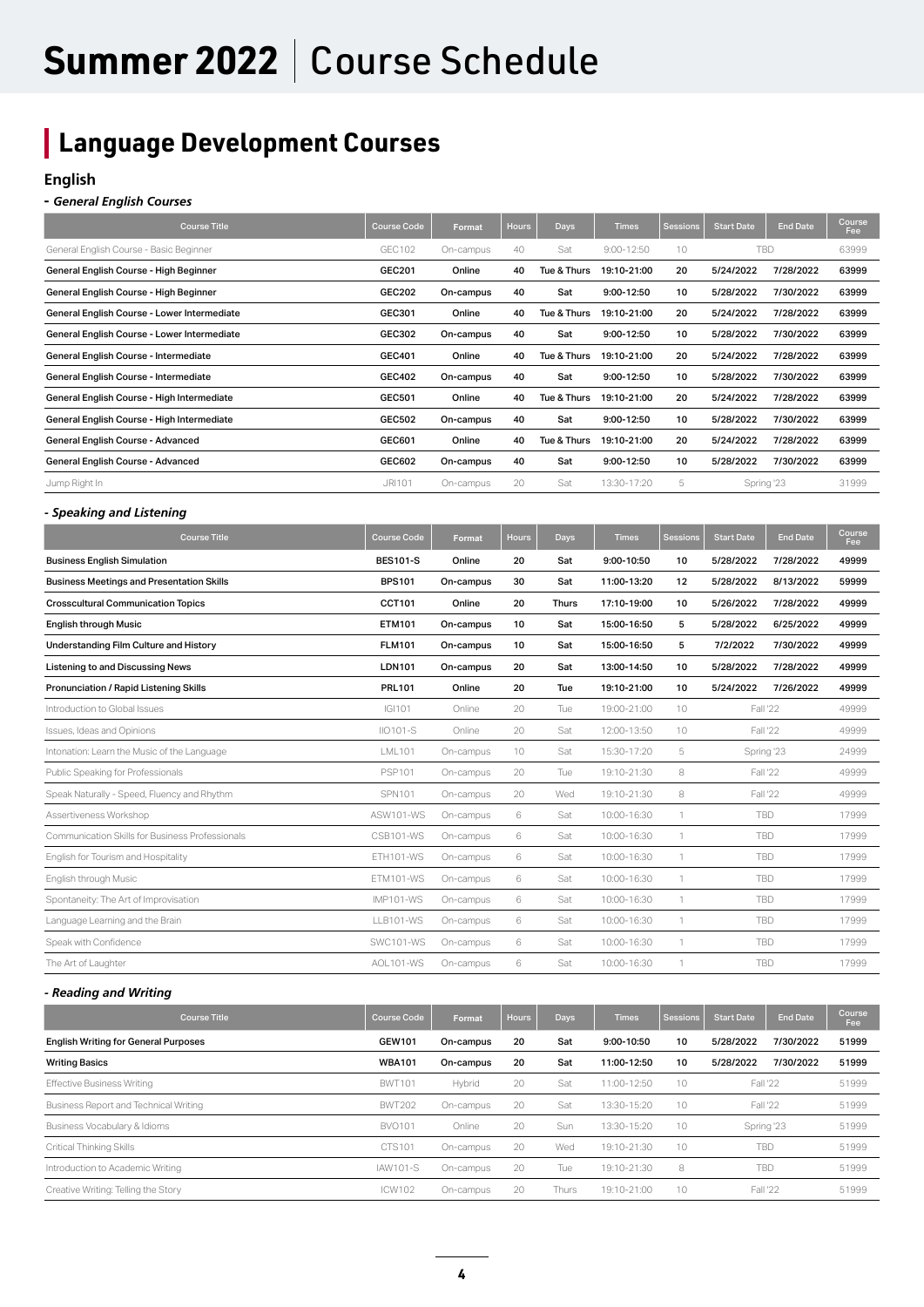# Summer 2022 | Course Schedule

## Language Development Courses

### English

#### - *General English Courses*

| Course Title | Course Code | Format | Hours | Days | Times | Sessions | Start Date | End Date | Course Fee |
|---|---|---|---|---|---|---|---|---|---|
| General English Course - Basic Beginner | GEC102 | On-campus | 40 | Sat | 9:00-12:50 | 10 | TBD | | 63999 |
| General English Course - High Beginner | GEC201 | Online | 40 | Tue & Thurs | 19:10-21:00 | 20 | 5/24/2022 | 7/28/2022 | 63999 |
| General English Course - High Beginner | GEC202 | On-campus | 40 | Sat | 9:00-12:50 | 10 | 5/28/2022 | 7/30/2022 | 63999 |
| General English Course - Lower Intermediate | GEC301 | Online | 40 | Tue & Thurs | 19:10-21:00 | 20 | 5/24/2022 | 7/28/2022 | 63999 |
| General English Course - Lower Intermediate | GEC302 | On-campus | 40 | Sat | 9:00-12:50 | 10 | 5/28/2022 | 7/30/2022 | 63999 |
| General English Course - Intermediate | GEC401 | Online | 40 | Tue & Thurs | 19:10-21:00 | 20 | 5/24/2022 | 7/28/2022 | 63999 |
| General English Course - Intermediate | GEC402 | On-campus | 40 | Sat | 9:00-12:50 | 10 | 5/28/2022 | 7/30/2022 | 63999 |
| General English Course - High Intermediate | GEC501 | Online | 40 | Tue & Thurs | 19:10-21:00 | 20 | 5/24/2022 | 7/28/2022 | 63999 |
| General English Course - High Intermediate | GEC502 | On-campus | 40 | Sat | 9:00-12:50 | 10 | 5/28/2022 | 7/30/2022 | 63999 |
| General English Course - Advanced | GEC601 | Online | 40 | Tue & Thurs | 19:10-21:00 | 20 | 5/24/2022 | 7/28/2022 | 63999 |
| General English Course - Advanced | GEC602 | On-campus | 40 | Sat | 9:00-12:50 | 10 | 5/28/2022 | 7/30/2022 | 63999 |
| Jump Right In | JRI101 | On-campus | 20 | Sat | 13:30-17:20 | 5 | Spring '23 | | 31999 |

#### - *Speaking and Listening*

| Course Title | Course Code | Format | Hours | Days | Times | Sessions | Start Date | End Date | Course Fee |
|---|---|---|---|---|---|---|---|---|---|
| Business English Simulation | BES101-S | Online | 20 | Sat | 9:00-10:50 | 10 | 5/28/2022 | 7/28/2022 | 49999 |
| Business Meetings and Presentation Skills | BPS101 | On-campus | 30 | Sat | 11:00-13:20 | 12 | 5/28/2022 | 8/13/2022 | 59999 |
| Crosscultural Communication Topics | CCT101 | Online | 20 | Thurs | 17:10-19:00 | 10 | 5/26/2022 | 7/28/2022 | 49999 |
| English through Music | ETM101 | On-campus | 10 | Sat | 15:00-16:50 | 5 | 5/28/2022 | 6/25/2022 | 49999 |
| Understanding Film Culture and History | FLM101 | On-campus | 10 | Sat | 15:00-16:50 | 5 | 7/2/2022 | 7/30/2022 | 49999 |
| Listening to and Discussing News | LDN101 | On-campus | 20 | Sat | 13:00-14:50 | 10 | 5/28/2022 | 7/28/2022 | 49999 |
| Pronunciation / Rapid Listening Skills | PRL101 | Online | 20 | Tue | 19:10-21:00 | 10 | 5/24/2022 | 7/26/2022 | 49999 |
| Introduction to Global Issues | IGI101 | Online | 20 | Tue | 19:00-21:00 | 10 | Fall '22 | | 49999 |
| Issues, Ideas and Opinions | IIO101-S | Online | 20 | Sat | 12:00-13:50 | 10 | Fall '22 | | 49999 |
| Intonation: Learn the Music of the Language | LML101 | On-campus | 10 | Sat | 15:30-17:20 | 5 | Spring '23 | | 24999 |
| Public Speaking for Professionals | PSP101 | On-campus | 20 | Tue | 19:10-21:30 | 8 | Fall '22 | | 49999 |
| Speak Naturally - Speed, Fluency and Rhythm | SPN101 | On-campus | 20 | Wed | 19:10-21:30 | 8 | Fall '22 | | 49999 |
| Assertiveness Workshop | ASW101-WS | On-campus | 6 | Sat | 10:00-16:30 | 1 | TBD | | 17999 |
| Communication Skills for Business Professionals | CSB101-WS | On-campus | 6 | Sat | 10:00-16:30 | 1 | TBD | | 17999 |
| English for Tourism and Hospitality | ETH101-WS | On-campus | 6 | Sat | 10:00-16:30 | 1 | TBD | | 17999 |
| English through Music | ETM101-WS | On-campus | 6 | Sat | 10:00-16:30 | 1 | TBD | | 17999 |
| Spontaneity: The Art of Improvisation | IMP101-WS | On-campus | 6 | Sat | 10:00-16:30 | 1 | TBD | | 17999 |
| Language Learning and the Brain | LLB101-WS | On-campus | 6 | Sat | 10:00-16:30 | 1 | TBD | | 17999 |
| Speak with Confidence | SWC101-WS | On-campus | 6 | Sat | 10:00-16:30 | 1 | TBD | | 17999 |
| The Art of Laughter | AOL101-WS | On-campus | 6 | Sat | 10:00-16:30 | 1 | TBD | | 17999 |

#### - *Reading and Writing*

| Course Title | Course Code | Format | Hours | Days | Times | Sessions | Start Date | End Date | Course Fee |
|---|---|---|---|---|---|---|---|---|---|
| English Writing for General Purposes | GEW101 | On-campus | 20 | Sat | 9:00-10:50 | 10 | 5/28/2022 | 7/30/2022 | 51999 |
| Writing Basics | WBA101 | On-campus | 20 | Sat | 11:00-12:50 | 10 | 5/28/2022 | 7/30/2022 | 51999 |
| Effective Business Writing | BWT101 | Hybrid | 20 | Sat | 11:00-12:50 | 10 | Fall '22 | | 51999 |
| Business Report and Technical Writing | BWT202 | On-campus | 20 | Sat | 13:30-15:20 | 10 | Fall '22 | | 51999 |
| Business Vocabulary & Idioms | BVO101 | Online | 20 | Sun | 13:30-15:20 | 10 | Spring '23 | | 51999 |
| Critical Thinking Skills | CTS101 | On-campus | 20 | Wed | 19:10-21:30 | 10 | TBD | | 51999 |
| Introduction to Academic Writing | IAW101-S | On-campus | 20 | Tue | 19:10-21:30 | 8 | TBD | | 51999 |
| Creative Writing: Telling the Story | ICW102 | On-campus | 20 | Thurs | 19:10-21:00 | 10 | Fall '22 | | 51999 |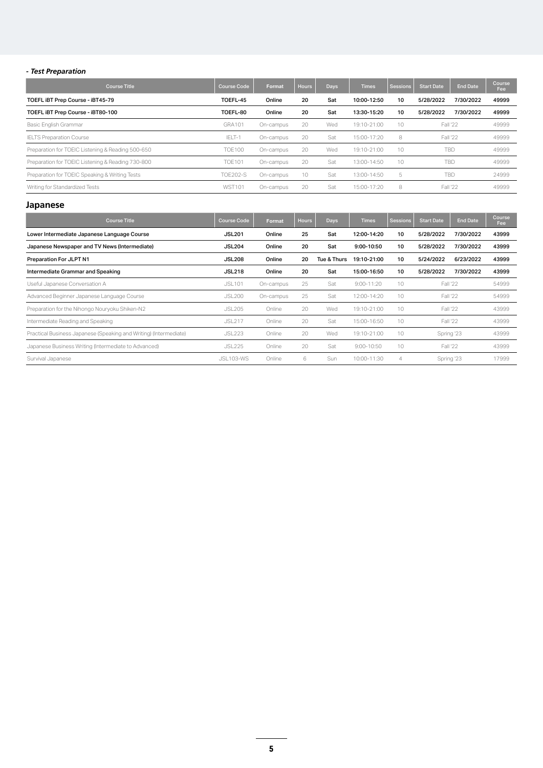### - *Test Preparation*

| Course Title | Course Code | Format | Hours | Days | Times | Sessions | Start Date | End Date | Course Fee |
|---|---|---|---|---|---|---|---|---|---|
| **TOEFL iBT Prep Course - iBT45-79** | **TOEFL-45** | **Online** | **20** | **Sat** | **10:00-12:50** | **10** | **5/28/2022** | **7/30/2022** | **49999** |
| **TOEFL iBT Prep Course - iBT80-100** | **TOEFL-80** | **Online** | **20** | **Sat** | **13:30-15:20** | **10** | **5/28/2022** | **7/30/2022** | **49999** |
| Basic English Grammar | GRA101 | On-campus | 20 | Wed | 19:10-21:00 | 10 | Fall '22 | | 49999 |
| IELTS Preparation Course | IELT-1 | On-campus | 20 | Sat | 15:00-17:20 | 8 | Fall '22 | | 49999 |
| Preparation for TOEIC Listening & Reading 500-650 | TOE100 | On-campus | 20 | Wed | 19:10-21:00 | 10 | TBD | | 49999 |
| Preparation for TOEIC Listening & Reading 730-800 | TOE101 | On-campus | 20 | Sat | 13:00-14:50 | 10 | TBD | | 49999 |
| Preparation for TOEIC Speaking & Writing Tests | TOE202-S | On-campus | 10 | Sat | 13:00-14:50 | 5 | TBD | | 24999 |
| Writing for Standardized Tests | WST101 | On-campus | 20 | Sat | 15:00-17:20 | 8 | Fall '22 | | 49999 |

## Japanese

| Course Title | Course Code | Format | Hours | Days | Times | Sessions | Start Date | End Date | Course Fee |
|---|---|---|---|---|---|---|---|---|---|
| **Lower Intermediate Japanese Language Course** | **JSL201** | **Online** | **25** | **Sat** | **12:00-14:20** | **10** | **5/28/2022** | **7/30/2022** | **43999** |
| **Japanese Newspaper and TV News (Intermediate)** | **JSL204** | **Online** | **20** | **Sat** | **9:00-10:50** | **10** | **5/28/2022** | **7/30/2022** | **43999** |
| **Preparation For JLPT N1** | **JSL208** | **Online** | **20** | **Tue & Thurs** | **19:10-21:00** | **10** | **5/24/2022** | **6/23/2022** | **43999** |
| **Intermediate Grammar and Speaking** | **JSL218** | **Online** | **20** | **Sat** | **15:00-16:50** | **10** | **5/28/2022** | **7/30/2022** | **43999** |
| Useful Japanese Conversation A | JSL101 | On-campus | 25 | Sat | 9:00-11:20 | 10 | Fall '22 | | 54999 |
| Advanced Beginner Japanese Language Course | JSL200 | On-campus | 25 | Sat | 12:00-14:20 | 10 | Fall '22 | | 54999 |
| Preparation for the Nihongo Nouryoku Shiken-N2 | JSL205 | Online | 20 | Wed | 19:10-21:00 | 10 | Fall '22 | | 43999 |
| Intermediate Reading and Speaking | JSL217 | Online | 20 | Sat | 15:00-16:50 | 10 | Fall '22 | | 43999 |
| Practical Business Japanese (Speaking and Writing) (Intermediate) | JSL223 | Online | 20 | Wed | 19:10-21:00 | 10 | Spring '23 | | 43999 |
| Japanese Business Writing (Intermediate to Advanced) | JSL225 | Online | 20 | Sat | 9:00-10:50 | 10 | Fall '22 | | 43999 |
| Survival Japanese | JSL103-WS | Online | 6 | Sun | 10:00-11:30 | 4 | Spring '23 | | 17999 |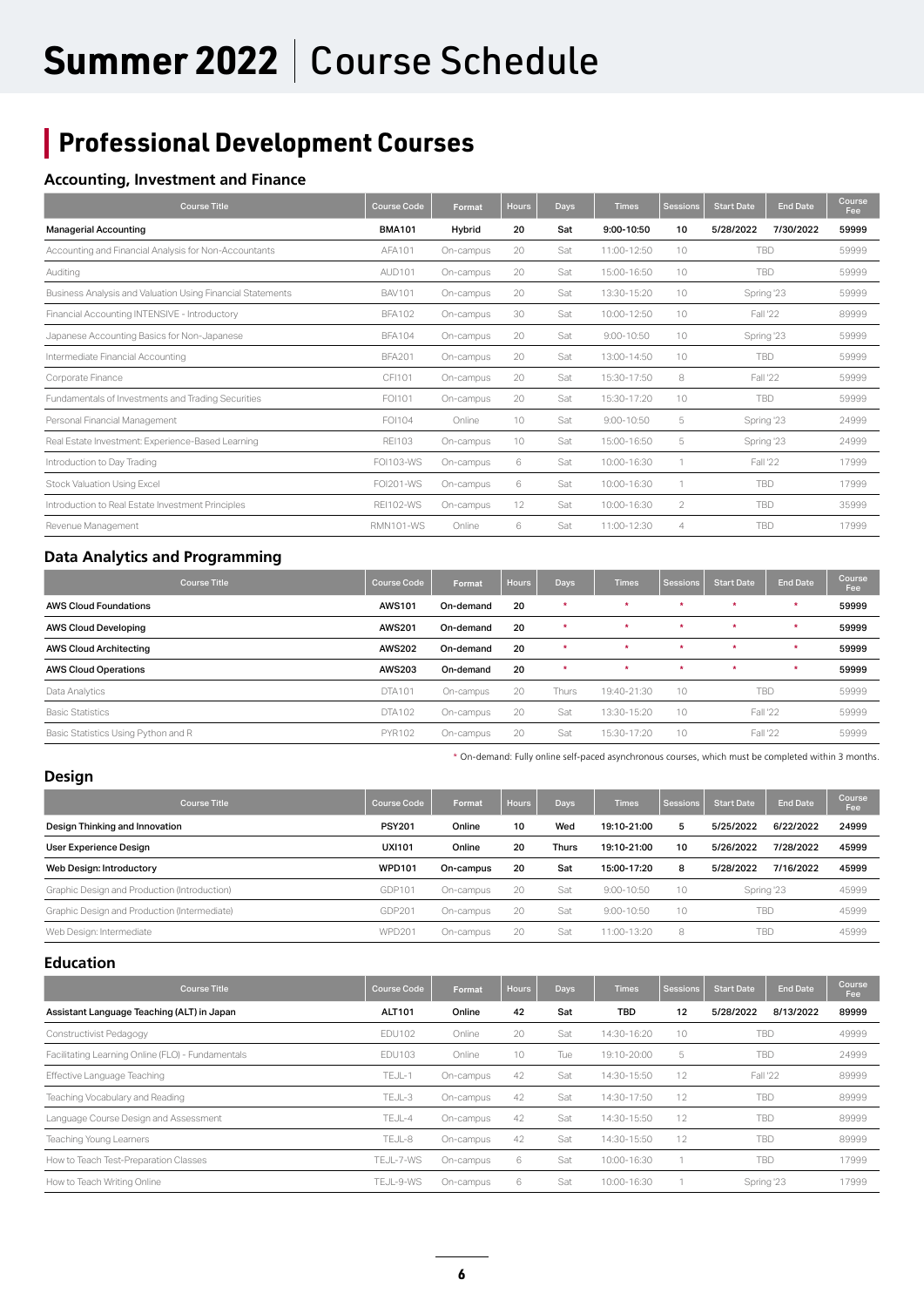# Summer 2022 | Course Schedule

## Professional Development Courses

### Accounting, Investment and Finance

| Course Title | Course Code | Format | Hours | Days | Times | Sessions | Start Date | End Date | Course Fee |
|---|---|---|---|---|---|---|---|---|---|
| **Managerial Accounting** | **BMA101** | **Hybrid** | **20** | **Sat** | **9:00-10:50** | **10** | **5/28/2022** | **7/30/2022** | **59999** |
| Accounting and Financial Analysis for Non-Accountants | AFA101 | On-campus | 20 | Sat | 11:00-12:50 | 10 | TBD | | 59999 |
| Auditing | AUD101 | On-campus | 20 | Sat | 15:00-16:50 | 10 | TBD | | 59999 |
| Business Analysis and Valuation Using Financial Statements | BAV101 | On-campus | 20 | Sat | 13:30-15:20 | 10 | Spring '23 | | 59999 |
| Financial Accounting INTENSIVE - Introductory | BFA102 | On-campus | 30 | Sat | 10:00-12:50 | 10 | Fall '22 | | 89999 |
| Japanese Accounting Basics for Non-Japanese | BFA104 | On-campus | 20 | Sat | 9:00-10:50 | 10 | Spring '23 | | 59999 |
| Intermediate Financial Accounting | BFA201 | On-campus | 20 | Sat | 13:00-14:50 | 10 | TBD | | 59999 |
| Corporate Finance | CFI101 | On-campus | 20 | Sat | 15:30-17:50 | 8 | Fall '22 | | 59999 |
| Fundamentals of Investments and Trading Securities | FOI101 | On-campus | 20 | Sat | 15:30-17:20 | 10 | TBD | | 59999 |
| Personal Financial Management | FOI104 | Online | 10 | Sat | 9:00-10:50 | 5 | Spring '23 | | 24999 |
| Real Estate Investment: Experience-Based Learning | REI103 | On-campus | 10 | Sat | 15:00-16:50 | 5 | Spring '23 | | 24999 |
| Introduction to Day Trading | FOI103-WS | On-campus | 6 | Sat | 10:00-16:30 | 1 | Fall '22 | | 17999 |
| Stock Valuation Using Excel | FOI201-WS | On-campus | 6 | Sat | 10:00-16:30 | 1 | TBD | | 17999 |
| Introduction to Real Estate Investment Principles | REI102-WS | On-campus | 12 | Sat | 10:00-16:30 | 2 | TBD | | 35999 |
| Revenue Management | RMN101-WS | Online | 6 | Sat | 11:00-12:30 | 4 | TBD | | 17999 |

### Data Analytics and Programming

| Course Title | Course Code | Format | Hours | Days | Times | Sessions | Start Date | End Date | Course Fee |
|---|---|---|---|---|---|---|---|---|---|
| **AWS Cloud Foundations** | **AWS101** | **On-demand** | **20** | * | * | * | * | * | **59999** |
| **AWS Cloud Developing** | **AWS201** | **On-demand** | **20** | * | * | * | * | * | **59999** |
| **AWS Cloud Architecting** | **AWS202** | **On-demand** | **20** | * | * | * | * | * | **59999** |
| **AWS Cloud Operations** | **AWS203** | **On-demand** | **20** | * | * | * | * | * | **59999** |
| Data Analytics | DTA101 | On-campus | 20 | Thurs | 19:40-21:30 | 10 | TBD | | 59999 |
| Basic Statistics | DTA102 | On-campus | 20 | Sat | 13:30-15:20 | 10 | Fall '22 | | 59999 |
| Basic Statistics Using Python and R | PYR102 | On-campus | 20 | Sat | 15:30-17:20 | 10 | Fall '22 | | 59999 |

* On-demand: Fully online self-paced asynchronous courses, which must be completed within 3 months.

### Design

| Course Title | Course Code | Format | Hours | Days | Times | Sessions | Start Date | End Date | Course Fee |
|---|---|---|---|---|---|---|---|---|---|
| **Design Thinking and Innovation** | **PSY201** | **Online** | **10** | **Wed** | **19:10-21:00** | **5** | **5/25/2022** | **6/22/2022** | **24999** |
| **User Experience Design** | **UXI101** | **Online** | **20** | **Thurs** | **19:10-21:00** | **10** | **5/26/2022** | **7/28/2022** | **45999** |
| **Web Design: Introductory** | **WPD101** | **On-campus** | **20** | **Sat** | **15:00-17:20** | **8** | **5/28/2022** | **7/16/2022** | **45999** |
| Graphic Design and Production (Introduction) | GDP101 | On-campus | 20 | Sat | 9:00-10:50 | 10 | Spring '23 | | 45999 |
| Graphic Design and Production (Intermediate) | GDP201 | On-campus | 20 | Sat | 9:00-10:50 | 10 | TBD | | 45999 |
| Web Design: Intermediate | WPD201 | On-campus | 20 | Sat | 11:00-13:20 | 8 | TBD | | 45999 |

### Education

| Course Title | Course Code | Format | Hours | Days | Times | Sessions | Start Date | End Date | Course Fee |
|---|---|---|---|---|---|---|---|---|---|
| **Assistant Language Teaching (ALT) in Japan** | **ALT101** | **Online** | **42** | **Sat** | **TBD** | **12** | **5/28/2022** | **8/13/2022** | **89999** |
| Constructivist Pedagogy | EDU102 | Online | 20 | Sat | 14:30-16:20 | 10 | TBD | | 49999 |
| Facilitating Learning Online (FLO) - Fundamentals | EDU103 | Online | 10 | Tue | 19:10-20:00 | 5 | TBD | | 24999 |
| Effective Language Teaching | TEJL-1 | On-campus | 42 | Sat | 14:30-15:50 | 12 | Fall '22 | | 89999 |
| Teaching Vocabulary and Reading | TEJL-3 | On-campus | 42 | Sat | 14:30-17:50 | 12 | TBD | | 89999 |
| Language Course Design and Assessment | TEJL-4 | On-campus | 42 | Sat | 14:30-15:50 | 12 | TBD | | 89999 |
| Teaching Young Learners | TEJL-8 | On-campus | 42 | Sat | 14:30-15:50 | 12 | TBD | | 89999 |
| How to Teach Test-Preparation Classes | TEJL-7-WS | On-campus | 6 | Sat | 10:00-16:30 | 1 | TBD | | 17999 |
| How to Teach Writing Online | TEJL-9-WS | On-campus | 6 | Sat | 10:00-16:30 | 1 | Spring '23 | | 17999 |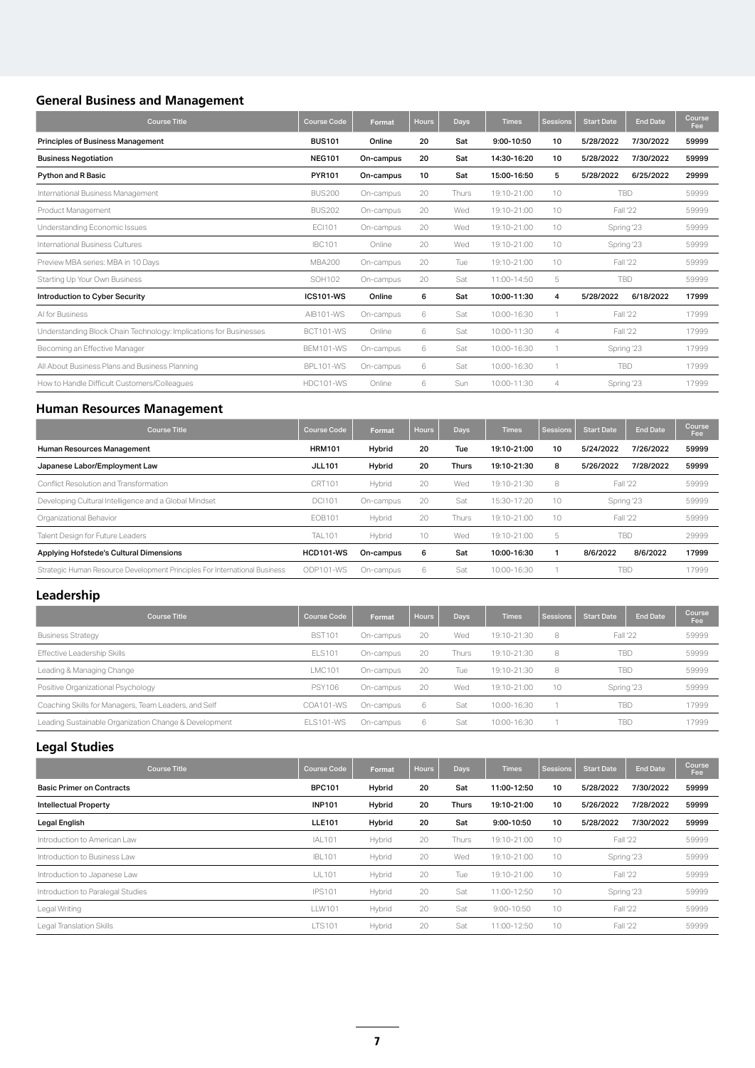## General Business and Management

| Course Title | Course Code | Format | Hours | Days | Times | Sessions | Start Date | End Date | Course Fee |
|---|---|---|---|---|---|---|---|---|---|
| **Principles of Business Management** | **BUS101** | **Online** | **20** | **Sat** | **9:00-10:50** | **10** | **5/28/2022** | **7/30/2022** | **59999** |
| **Business Negotiation** | **NEG101** | **On-campus** | **20** | **Sat** | **14:30-16:20** | **10** | **5/28/2022** | **7/30/2022** | **59999** |
| **Python and R Basic** | **PYR101** | **On-campus** | **10** | **Sat** | **15:00-16:50** | **5** | **5/28/2022** | **6/25/2022** | **29999** |
| International Business Management | BUS200 | On-campus | 20 | Thurs | 19:10-21:00 | 10 | TBD | | 59999 |
| Product Management | BUS202 | On-campus | 20 | Wed | 19:10-21:00 | 10 | Fall '22 | | 59999 |
| Understanding Economic Issues | ECI101 | On-campus | 20 | Wed | 19:10-21:00 | 10 | Spring '23 | | 59999 |
| International Business Cultures | IBC101 | Online | 20 | Wed | 19:10-21:00 | 10 | Spring '23 | | 59999 |
| Preview MBA series: MBA in 10 Days | MBA200 | On-campus | 20 | Tue | 19:10-21:00 | 10 | Fall '22 | | 59999 |
| Starting Up Your Own Business | SOH102 | On-campus | 20 | Sat | 11:00-14:50 | 5 | TBD | | 59999 |
| **Introduction to Cyber Security** | **ICS101-WS** | **Online** | **6** | **Sat** | **10:00-11:30** | **4** | **5/28/2022** | **6/18/2022** | **17999** |
| AI for Business | AIB101-WS | On-campus | 6 | Sat | 10:00-16:30 | 1 | Fall '22 | | 17999 |
| Understanding Block Chain Technology: Implications for Businesses | BCT101-WS | Online | 6 | Sat | 10:00-11:30 | 4 | Fall '22 | | 17999 |
| Becoming an Effective Manager | BEM101-WS | On-campus | 6 | Sat | 10:00-16:30 | 1 | Spring '23 | | 17999 |
| All About Business Plans and Business Planning | BPL101-WS | On-campus | 6 | Sat | 10:00-16:30 | 1 | TBD | | 17999 |
| How to Handle Difficult Customers/Colleagues | HDC101-WS | Online | 6 | Sun | 10:00-11:30 | 4 | Spring '23 | | 17999 |

## Human Resources Management

| Course Title | Course Code | Format | Hours | Days | Times | Sessions | Start Date | End Date | Course Fee |
|---|---|---|---|---|---|---|---|---|---|
| **Human Resources Management** | **HRM101** | **Hybrid** | **20** | **Tue** | **19:10-21:00** | **10** | **5/24/2022** | **7/26/2022** | **59999** |
| **Japanese Labor/Employment Law** | **JLL101** | **Hybrid** | **20** | **Thurs** | **19:10-21:30** | **8** | **5/26/2022** | **7/28/2022** | **59999** |
| Conflict Resolution and Transformation | CRT101 | Hybrid | 20 | Wed | 19:10-21:30 | 8 | Fall '22 | | 59999 |
| Developing Cultural Intelligence and a Global Mindset | DCI101 | On-campus | 20 | Sat | 15:30-17:20 | 10 | Spring '23 | | 59999 |
| Organizational Behavior | EOB101 | Hybrid | 20 | Thurs | 19:10-21:00 | 10 | Fall '22 | | 59999 |
| Talent Design for Future Leaders | TAL101 | Hybrid | 10 | Wed | 19:10-21:00 | 5 | TBD | | 29999 |
| **Applying Hofstede's Cultural Dimensions** | **HCD101-WS** | **On-campus** | **6** | **Sat** | **10:00-16:30** | **1** | **8/6/2022** | **8/6/2022** | **17999** |
| Strategic Human Resource Development Principles For International Business | ODP101-WS | On-campus | 6 | Sat | 10:00-16:30 | 1 | TBD | | 17999 |

## Leadership

| Course Title | Course Code | Format | Hours | Days | Times | Sessions | Start Date | End Date | Course Fee |
|---|---|---|---|---|---|---|---|---|---|
| Business Strategy | BST101 | On-campus | 20 | Wed | 19:10-21:30 | 8 | Fall '22 | | 59999 |
| Effective Leadership Skills | ELS101 | On-campus | 20 | Thurs | 19:10-21:30 | 8 | TBD | | 59999 |
| Leading & Managing Change | LMC101 | On-campus | 20 | Tue | 19:10-21:30 | 8 | TBD | | 59999 |
| Positive Organizational Psychology | PSY106 | On-campus | 20 | Wed | 19:10-21:00 | 10 | Spring '23 | | 59999 |
| Coaching Skills for Managers, Team Leaders, and Self | COA101-WS | On-campus | 6 | Sat | 10:00-16:30 | 1 | TBD | | 17999 |
| Leading Sustainable Organization Change & Development | ELS101-WS | On-campus | 6 | Sat | 10:00-16:30 | 1 | TBD | | 17999 |

## Legal Studies

| Course Title | Course Code | Format | Hours | Days | Times | Sessions | Start Date | End Date | Course Fee |
|---|---|---|---|---|---|---|---|---|---|
| **Basic Primer on Contracts** | **BPC101** | **Hybrid** | **20** | **Sat** | **11:00-12:50** | **10** | **5/28/2022** | **7/30/2022** | **59999** |
| **Intellectual Property** | **INP101** | **Hybrid** | **20** | **Thurs** | **19:10-21:00** | **10** | **5/26/2022** | **7/28/2022** | **59999** |
| **Legal English** | **LLE101** | **Hybrid** | **20** | **Sat** | **9:00-10:50** | **10** | **5/28/2022** | **7/30/2022** | **59999** |
| Introduction to American Law | IAL101 | Hybrid | 20 | Thurs | 19:10-21:00 | 10 | Fall '22 | | 59999 |
| Introduction to Business Law | IBL101 | Hybrid | 20 | Wed | 19:10-21:00 | 10 | Spring '23 | | 59999 |
| Introduction to Japanese Law | IJL101 | Hybrid | 20 | Tue | 19:10-21:00 | 10 | Fall '22 | | 59999 |
| Introduction to Paralegal Studies | IPS101 | Hybrid | 20 | Sat | 11:00-12:50 | 10 | Spring '23 | | 59999 |
| Legal Writing | LLW101 | Hybrid | 20 | Sat | 9:00-10:50 | 10 | Fall '22 | | 59999 |
| Legal Translation Skills | LTS101 | Hybrid | 20 | Sat | 11:00-12:50 | 10 | Fall '22 | | 59999 |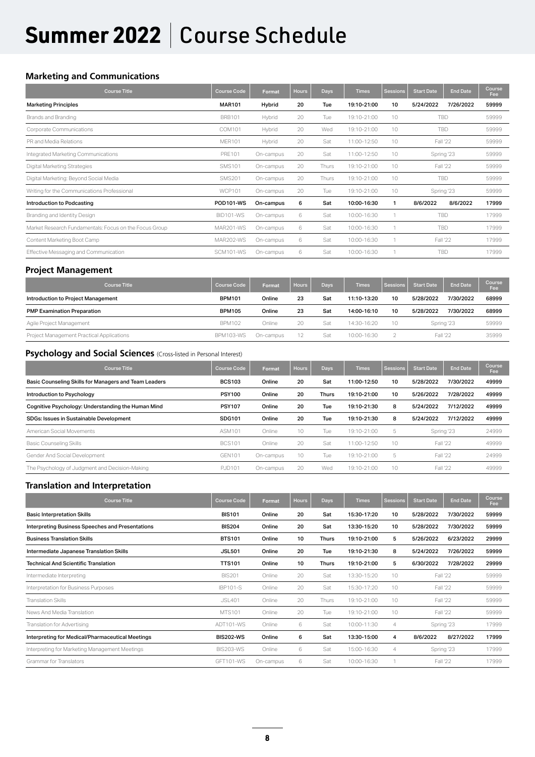# Summer 2022 | Course Schedule

## Marketing and Communications

| Course Title | Course Code | Format | Hours | Days | Times | Sessions | Start Date | End Date | Course Fee |
|---|---|---|---|---|---|---|---|---|---|
| **Marketing Principles** | **MAR101** | **Hybrid** | **20** | **Tue** | **19:10-21:00** | **10** | **5/24/2022** | **7/26/2022** | **59999** |
| Brands and Branding | BRB101 | Hybrid | 20 | Tue | 19:10-21:00 | 10 | TBD | | 59999 |
| Corporate Communications | COM101 | Hybrid | 20 | Wed | 19:10-21:00 | 10 | TBD | | 59999 |
| PR and Media Relations | MER101 | Hybrid | 20 | Sat | 11:00-12:50 | 10 | Fall '22 | | 59999 |
| Integrated Marketing Communications | PRE101 | On-campus | 20 | Sat | 11:00-12:50 | 10 | Spring '23 | | 59999 |
| Digital Marketing Strategies | SMS101 | On-campus | 20 | Thurs | 19:10-21:00 | 10 | Fall '22 | | 59999 |
| Digital Marketing: Beyond Social Media | SMS201 | On-campus | 20 | Thurs | 19:10-21:00 | 10 | TBD | | 59999 |
| Writing for the Communications Professional | WCP101 | On-campus | 20 | Tue | 19:10-21:00 | 10 | Spring '23 | | 59999 |
| **Introduction to Podcasting** | **POD101-WS** | **On-campus** | **6** | **Sat** | **10:00-16:30** | **1** | **8/6/2022** | **8/6/2022** | **17999** |
| Branding and Identity Design | BID101-WS | On-campus | 6 | Sat | 10:00-16:30 | 1 | TBD | | 17999 |
| Market Research Fundamentals: Focus on the Focus Group | MAR201-WS | On-campus | 6 | Sat | 10:00-16:30 | 1 | TBD | | 17999 |
| Content Marketing Boot Camp | MAR202-WS | On-campus | 6 | Sat | 10:00-16:30 | 1 | Fall '22 | | 17999 |
| Effective Messaging and Communication | SCM101-WS | On-campus | 6 | Sat | 10:00-16:30 | 1 | TBD | | 17999 |

## Project Management

| Course Title | Course Code | Format | Hours | Days | Times | Sessions | Start Date | End Date | Course Fee |
|---|---|---|---|---|---|---|---|---|---|
| **Introduction to Project Management** | **BPM101** | **Online** | **23** | **Sat** | **11:10-13:20** | **10** | **5/28/2022** | **7/30/2022** | **68999** |
| **PMP Examination Preparation** | **BPM105** | **Online** | **23** | **Sat** | **14:00-16:10** | **10** | **5/28/2022** | **7/30/2022** | **68999** |
| Agile Project Management | BPM102 | Online | 20 | Sat | 14:30-16:20 | 10 | Spring '23 | | 59999 |
| Project Management Practical Applications | BPM103-WS | On-campus | 12 | Sat | 10:00-16:30 | 2 | Fall '22 | | 35999 |

## Psychology and Social Sciences (Cross-listed in Personal Interest)

| Course Title | Course Code | Format | Hours | Days | Times | Sessions | Start Date | End Date | Course Fee |
|---|---|---|---|---|---|---|---|---|---|
| **Basic Counseling Skills for Managers and Team Leaders** | **BCS103** | **Online** | **20** | **Sat** | **11:00-12:50** | **10** | **5/28/2022** | **7/30/2022** | **49999** |
| **Introduction to Psychology** | **PSY100** | **Online** | **20** | **Thurs** | **19:10-21:00** | **10** | **5/26/2022** | **7/28/2022** | **49999** |
| **Cognitive Psychology: Understanding the Human Mind** | **PSY107** | **Online** | **20** | **Tue** | **19:10-21:30** | **8** | **5/24/2022** | **7/12/2022** | **49999** |
| **SDGs: Issues in Sustainable Development** | **SDG101** | **Online** | **20** | **Tue** | **19:10-21:30** | **8** | **5/24/2022** | **7/12/2022** | **49999** |
| American Social Movements | ASM101 | Online | 10 | Tue | 19:10-21:00 | 5 | Spring '23 | | 24999 |
| Basic Counseling Skills | BCS101 | Online | 20 | Sat | 11:00-12:50 | 10 | Fall '22 | | 49999 |
| Gender And Social Development | GEN101 | On-campus | 10 | Tue | 19:10-21:00 | 5 | Fall '22 | | 24999 |
| The Psychology of Judgment and Decision-Making | PJD101 | On-campus | 20 | Wed | 19:10-21:00 | 10 | Fall '22 | | 49999 |

## Translation and Interpretation

| Course Title | Course Code | Format | Hours | Days | Times | Sessions | Start Date | End Date | Course Fee |
|---|---|---|---|---|---|---|---|---|---|
| **Basic Interpretation Skills** | **BIS101** | **Online** | **20** | **Sat** | **15:30-17:20** | **10** | **5/28/2022** | **7/30/2022** | **59999** |
| **Interpreting Business Speeches and Presentations** | **BIS204** | **Online** | **20** | **Sat** | **13:30-15:20** | **10** | **5/28/2022** | **7/30/2022** | **59999** |
| **Business Translation Skills** | **BTS101** | **Online** | **10** | **Thurs** | **19:10-21:00** | **5** | **5/26/2022** | **6/23/2022** | **29999** |
| **Intermediate Japanese Translation Skills** | **JSL501** | **Online** | **20** | **Tue** | **19:10-21:30** | **8** | **5/24/2022** | **7/26/2022** | **59999** |
| **Technical And Scientific Translation** | **TTS101** | **Online** | **10** | **Thurs** | **19:10-21:00** | **5** | **6/30/2022** | **7/28/2022** | **29999** |
| Intermediate Interpreting | BIS201 | Online | 20 | Sat | 13:30-15:20 | 10 | Fall '22 | | 59999 |
| Interpretation for Business Purposes | IBP101-S | Online | 20 | Sat | 15:30-17:20 | 10 | Fall '22 | | 59999 |
| Translation Skills | JSL401 | Online | 20 | Thurs | 19:10-21:00 | 10 | Fall '22 | | 59999 |
| News And Media Translation | MTS101 | Online | 20 | Tue | 19:10-21:00 | 10 | Fall '22 | | 59999 |
| Translation for Advertising | ADT101-WS | Online | 6 | Sat | 10:00-11:30 | 4 | Spring '23 | | 17999 |
| **Interpreting for Medical/Pharmaceutical Meetings** | **BIS202-WS** | **Online** | **6** | **Sat** | **13:30-15:00** | **4** | **8/6/2022** | **8/27/2022** | **17999** |
| Interpreting for Marketing Management Meetings | BIS203-WS | Online | 6 | Sat | 15:00-16:30 | 4 | Spring '23 | | 17999 |
| Grammar for Translators | GFT101-WS | On-campus | 6 | Sat | 10:00-16:30 | 1 | Fall '22 | | 17999 |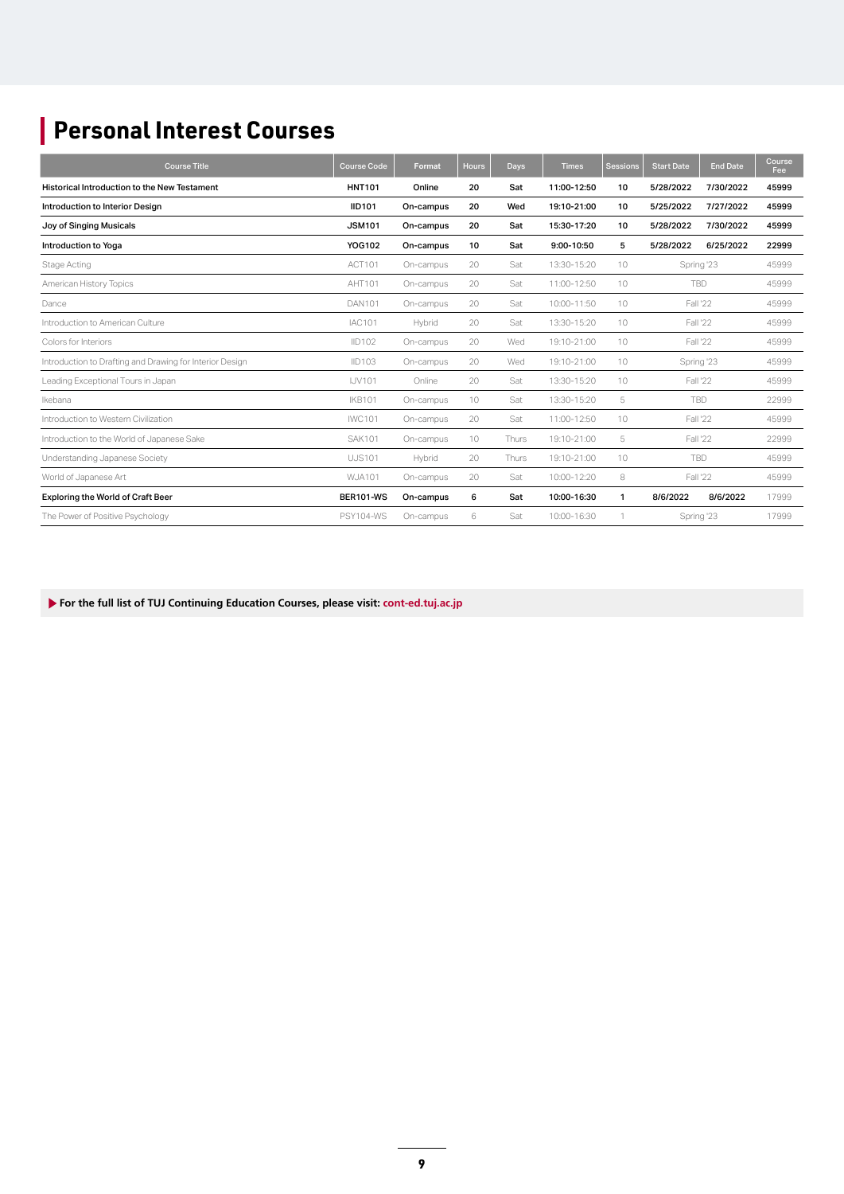# Personal Interest Courses

| Course Title | Course Code | Format | Hours | Days | Times | Sessions | Start Date | End Date | Course Fee |
|---|---|---|---|---|---|---|---|---|---|
| **Historical Introduction to the New Testament** | **HNT101** | **Online** | **20** | **Sat** | **11:00-12:50** | **10** | **5/28/2022** | **7/30/2022** | **45999** |
| **Introduction to Interior Design** | **IID101** | **On-campus** | **20** | **Wed** | **19:10-21:00** | **10** | **5/25/2022** | **7/27/2022** | **45999** |
| **Joy of Singing Musicals** | **JSM101** | **On-campus** | **20** | **Sat** | **15:30-17:20** | **10** | **5/28/2022** | **7/30/2022** | **45999** |
| **Introduction to Yoga** | **YOG102** | **On-campus** | **10** | **Sat** | **9:00-10:50** | **5** | **5/28/2022** | **6/25/2022** | **22999** |
| Stage Acting | ACT101 | On-campus | 20 | Sat | 13:30-15:20 | 10 | Spring '23 | | 45999 |
| American History Topics | AHT101 | On-campus | 20 | Sat | 11:00-12:50 | 10 | TBD | | 45999 |
| Dance | DAN101 | On-campus | 20 | Sat | 10:00-11:50 | 10 | Fall '22 | | 45999 |
| Introduction to American Culture | IAC101 | Hybrid | 20 | Sat | 13:30-15:20 | 10 | Fall '22 | | 45999 |
| Colors for Interiors | IID102 | On-campus | 20 | Wed | 19:10-21:00 | 10 | Fall '22 | | 45999 |
| Introduction to Drafting and Drawing for Interior Design | IID103 | On-campus | 20 | Wed | 19:10-21:00 | 10 | Spring '23 | | 45999 |
| Leading Exceptional Tours in Japan | IJV101 | Online | 20 | Sat | 13:30-15:20 | 10 | Fall '22 | | 45999 |
| Ikebana | IKB101 | On-campus | 10 | Sat | 13:30-15:20 | 5 | TBD | | 22999 |
| Introduction to Western Civilization | IWC101 | On-campus | 20 | Sat | 11:00-12:50 | 10 | Fall '22 | | 45999 |
| Introduction to the World of Japanese Sake | SAK101 | On-campus | 10 | Thurs | 19:10-21:00 | 5 | Fall '22 | | 22999 |
| Understanding Japanese Society | UJS101 | Hybrid | 20 | Thurs | 19:10-21:00 | 10 | TBD | | 45999 |
| World of Japanese Art | WJA101 | On-campus | 20 | Sat | 10:00-12:20 | 8 | Fall '22 | | 45999 |
| **Exploring the World of Craft Beer** | **BER101-WS** | **On-campus** | **6** | **Sat** | **10:00-16:30** | **1** | **8/6/2022** | **8/6/2022** | 17999 |
| The Power of Positive Psychology | PSY104-WS | On-campus | 6 | Sat | 10:00-16:30 | 1 | Spring '23 | | 17999 |

▶ **For the full list of TUJ Continuing Education Courses, please visit: cont-ed.tuj.ac.jp**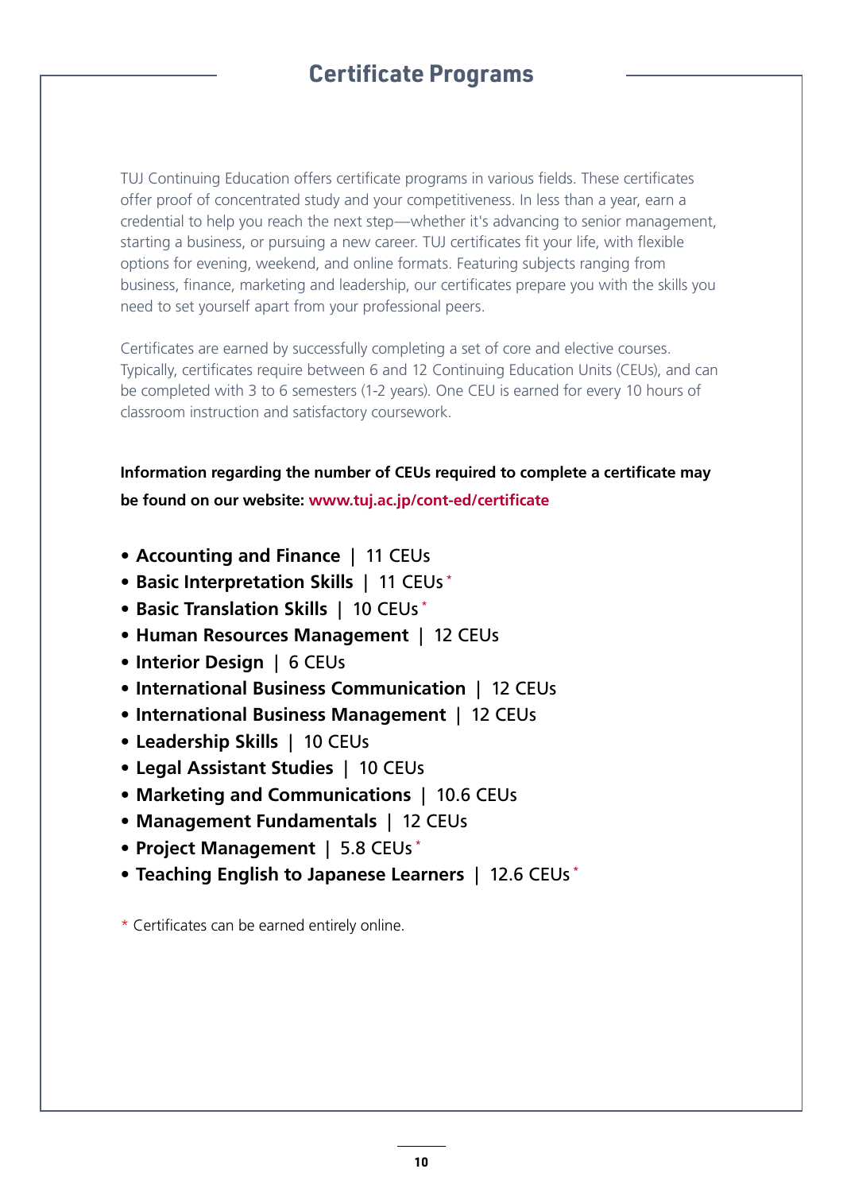# Certificate Programs

TUJ Continuing Education offers certificate programs in various fields. These certificates offer proof of concentrated study and your competitiveness. In less than a year, earn a credential to help you reach the next step—whether it's advancing to senior management, starting a business, or pursuing a new career. TUJ certificates fit your life, with flexible options for evening, weekend, and online formats. Featuring subjects ranging from business, finance, marketing and leadership, our certificates prepare you with the skills you need to set yourself apart from your professional peers.

Certificates are earned by successfully completing a set of core and elective courses. Typically, certificates require between 6 and 12 Continuing Education Units (CEUs), and can be completed with 3 to 6 semesters (1-2 years). One CEU is earned for every 10 hours of classroom instruction and satisfactory coursework.

**Information regarding the number of CEUs required to complete a certificate may be found on our website: www.tuj.ac.jp/cont-ed/certificate**

- **Accounting and Finance** | 11 CEUs
- **Basic Interpretation Skills** | 11 CEUs *
- **Basic Translation Skills** | 10 CEUs *
- **Human Resources Management** | 12 CEUs
- **Interior Design** | 6 CEUs
- **International Business Communication** | 12 CEUs
- **International Business Management** | 12 CEUs
- **Leadership Skills** | 10 CEUs
- **Legal Assistant Studies** | 10 CEUs
- **Marketing and Communications** | 10.6 CEUs
- **Management Fundamentals** | 12 CEUs
- **Project Management** | 5.8 CEUs *
- **Teaching English to Japanese Learners** | 12.6 CEUs *

\* Certificates can be earned entirely online.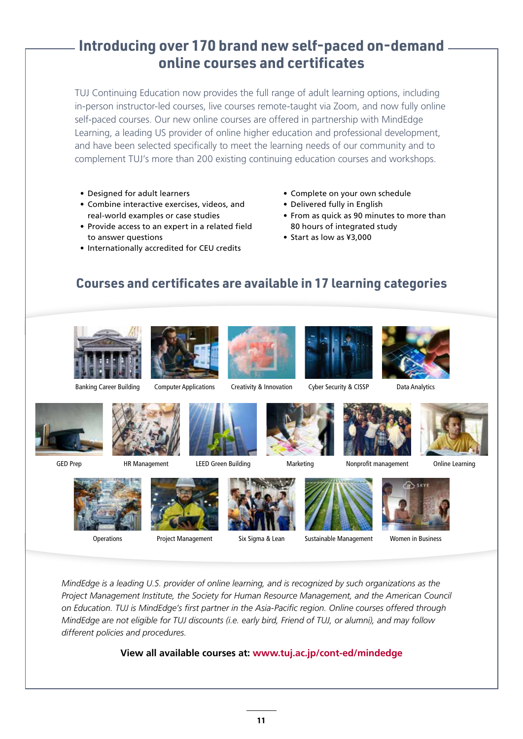## Introducing over 170 brand new self-paced on-demand online courses and certificates

TUJ Continuing Education now provides the full range of adult learning options, including in-person instructor-led courses, live courses remote-taught via Zoom, and now fully online self-paced courses. Our new online courses are offered in partnership with MindEdge Learning, a leading US provider of online higher education and professional development, and have been selected specifically to meet the learning needs of our community and to complement TUJ's more than 200 existing continuing education courses and workshops.

- Designed for adult learners
- Combine interactive exercises, videos, and real-world examples or case studies
- Provide access to an expert in a related field to answer questions
- Internationally accredited for CEU credits
- Complete on your own schedule
- Delivered fully in English
- From as quick as 90 minutes to more than 80 hours of integrated study
- Start as low as ¥3,000

## Courses and certificates are available in 17 learning categories

Banking Career Building

Computer Applications

Creativity & Innovation

Cyber Security & CISSP

Data Analytics

GED Prep

HR Management

LEED Green Building

Marketing

Nonprofit management

Online Learning

Operations

Project Management

Six Sigma & Lean

Sustainable Management

Women in Business

*MindEdge is a leading U.S. provider of online learning, and is recognized by such organizations as the Project Management Institute, the Society for Human Resource Management, and the American Council on Education. TUJ is MindEdge's first partner in the Asia-Pacific region. Online courses offered through MindEdge are not eligible for TUJ discounts (i.e. early bird, Friend of TUJ, or alumni), and may follow different policies and procedures.*

**View all available courses at: www.tuj.ac.jp/cont-ed/mindedge**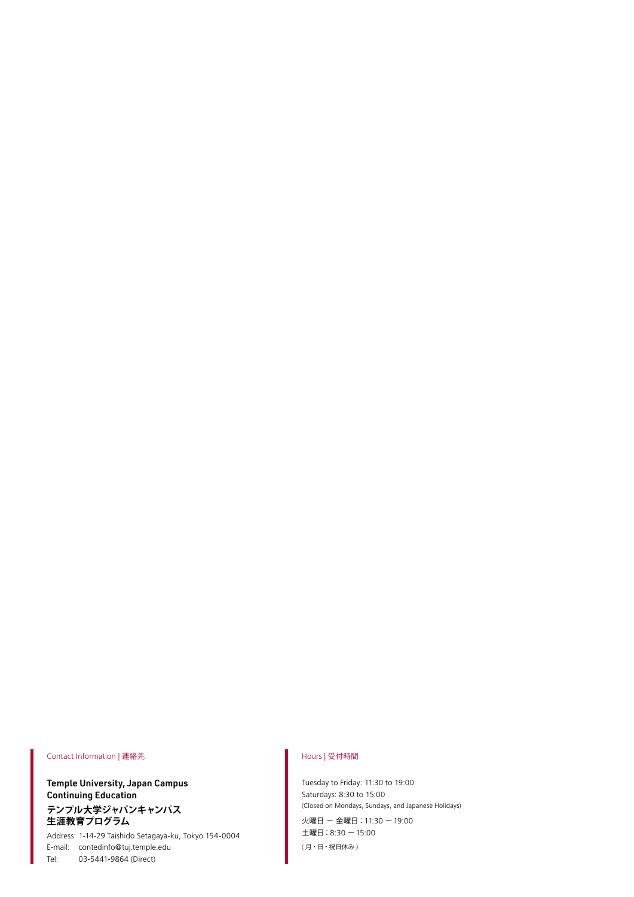Contact Information | 連絡先

**Temple University, Japan Campus**
**Continuing Education**

**テンプル大学ジャパンキャンパス**
**生涯教育プログラム**

Address: 1-14-29 Taishido Setagaya-ku, Tokyo 154-0004
E-mail: contedinfo@tuj.temple.edu
Tel: 03-5441-9864 (Direct)

Hours | 受付時間

Tuesday to Friday: 11:30 to 19:00
Saturdays: 8:30 to 15:00
(Closed on Mondays, Sundays, and Japanese Holidays)

火曜日 ー 金曜日：11:30 ー 19:00
土曜日：8:30 ー 15:00
（月・日・祝日休み）